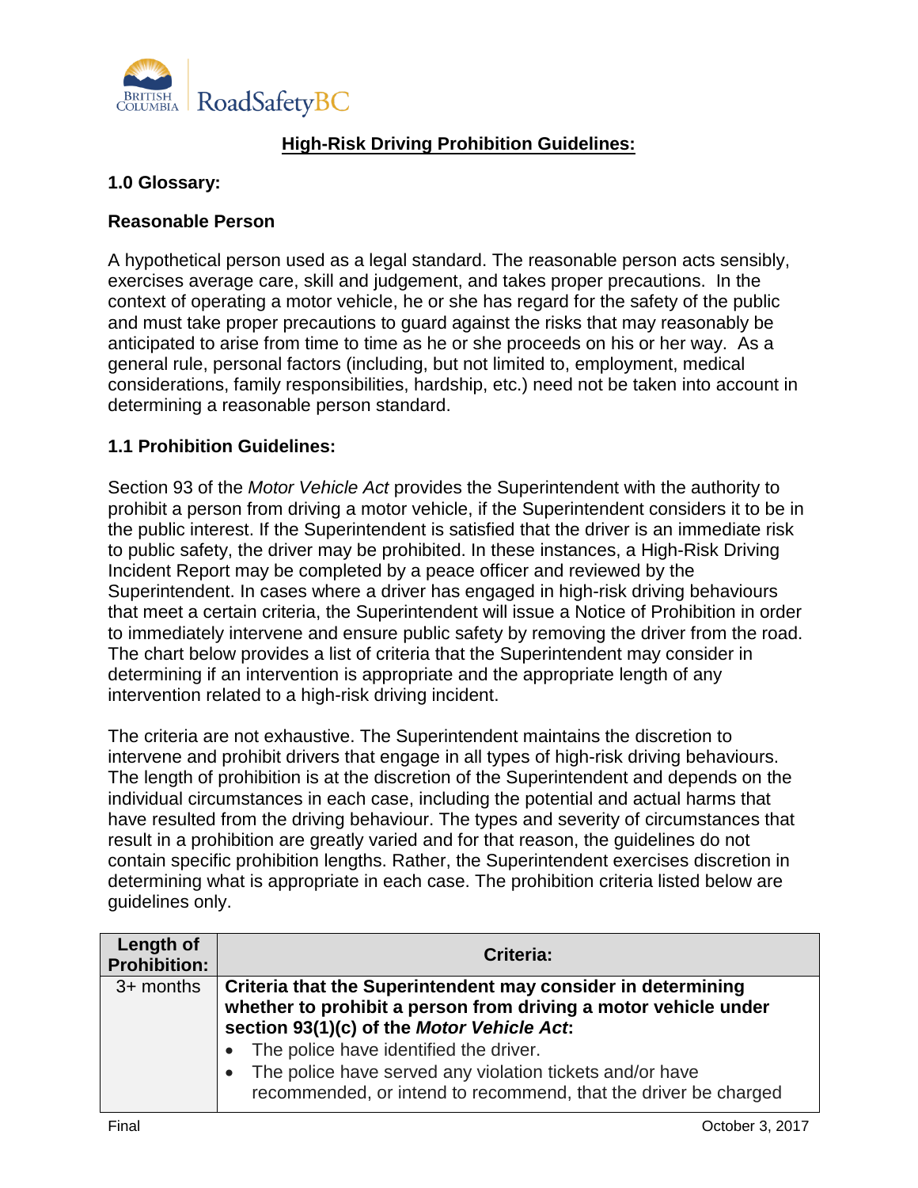## High-Risk Driving Prohibition Guidelines:

### 1.0 Glossary:

**Reasonable Person**

A hypothetical person used as a legal standard. The reasonable person acts sensibly, exercises average care, skill and judgement, and takes proper precautions. In the context of operating a motor vehicle, he or she has regard for the safety of the public and must take proper precautions to guard against the risks that may reasonably be anticipated to arise from time to time as he or she proceeds on his or her way. As a general rule, personal factors (including, but not limited to, employment, medical considerations, family responsibilities, hardship, etc.) need not be taken into account in determining a reasonable person standard.

### 1.1 Prohibition Guidelines:

Section 93 of the *Motor Vehicle Act* provides the Superintendent with the authority to prohibit a person from driving a motor vehicle, if the Superintendent considers it to be in the public interest. If the Superintendent is satisfied that the driver is an immediate risk to public safety, the driver may be prohibited. In these instances, a High-Risk Driving Incident Report may be completed by a peace officer and reviewed by the Superintendent. In cases where a driver has engaged in high-risk driving behaviours that meet a certain criteria, the Superintendent will issue a Notice of Prohibition in order to immediately intervene and ensure public safety by removing the driver from the road. The chart below provides a list of criteria that the Superintendent may consider in determining if an intervention is appropriate and the appropriate length of any intervention related to a high-risk driving incident.

The criteria are not exhaustive. The Superintendent maintains the discretion to intervene and prohibit drivers that engage in all types of high-risk driving behaviours. The length of prohibition is at the discretion of the Superintendent and depends on the individual circumstances in each case, including the potential and actual harms that have resulted from the driving behaviour. The types and severity of circumstances that result in a prohibition are greatly varied and for that reason, the guidelines do not contain specific prohibition lengths. Rather, the Superintendent exercises discretion in determining what is appropriate in each case. The prohibition criteria listed below are guidelines only.

| Length of Prohibition: | Criteria: |
| --- | --- |
| 3+ months | **Criteria that the Superintendent may consider in determining whether to prohibit a person from driving a motor vehicle under section 93(1)(c) of the *Motor Vehicle Act*:**<br>• The police have identified the driver.<br>• The police have served any violation tickets and/or have recommended, or intend to recommend, that the driver be charged |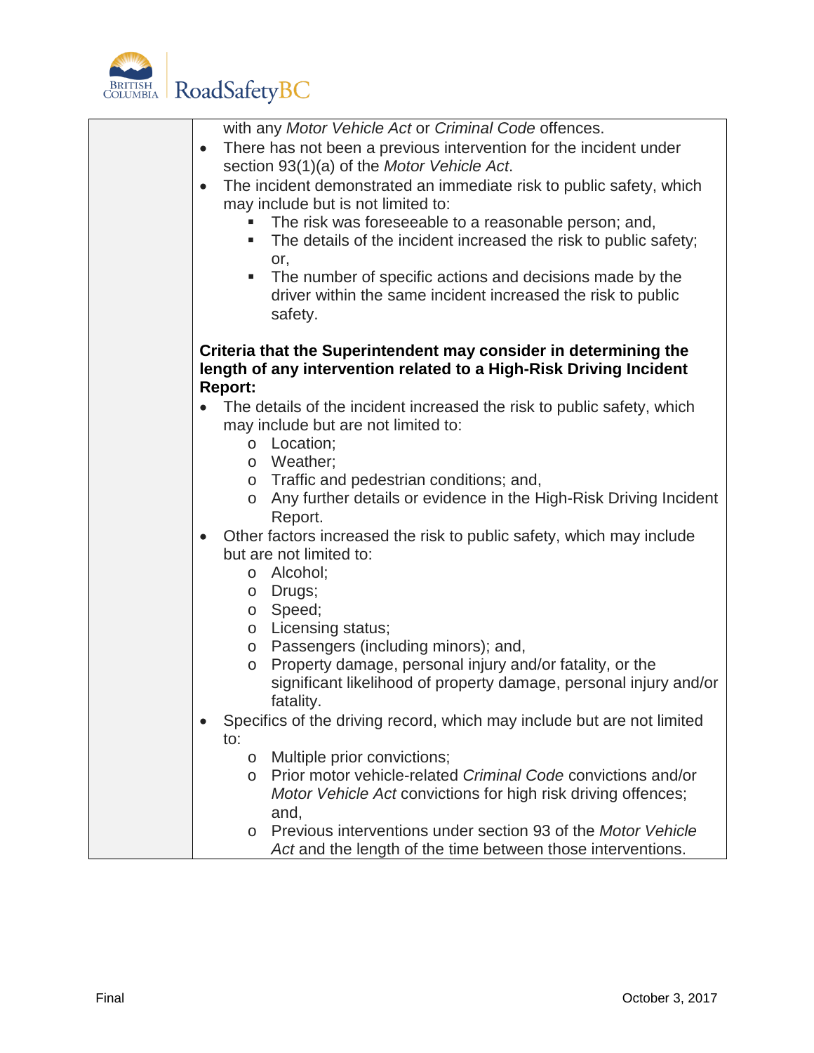| | |
|---|---|
| | with any *Motor Vehicle Act* or *Criminal Code* offences.<br>• There has not been a previous intervention for the incident under section 93(1)(a) of the *Motor Vehicle Act*.<br>• The incident demonstrated an immediate risk to public safety, which may include but is not limited to:<br>&nbsp;&nbsp;&nbsp;&nbsp;▪ The risk was foreseeable to a reasonable person; and,<br>&nbsp;&nbsp;&nbsp;&nbsp;▪ The details of the incident increased the risk to public safety; or,<br>&nbsp;&nbsp;&nbsp;&nbsp;▪ The number of specific actions and decisions made by the driver within the same incident increased the risk to public safety.<br><br>**Criteria that the Superintendent may consider in determining the length of any intervention related to a High-Risk Driving Incident Report:**<br>• The details of the incident increased the risk to public safety, which may include but are not limited to:<br>&nbsp;&nbsp;&nbsp;&nbsp;o Location;<br>&nbsp;&nbsp;&nbsp;&nbsp;o Weather;<br>&nbsp;&nbsp;&nbsp;&nbsp;o Traffic and pedestrian conditions; and,<br>&nbsp;&nbsp;&nbsp;&nbsp;o Any further details or evidence in the High-Risk Driving Incident Report.<br>• Other factors increased the risk to public safety, which may include but are not limited to:<br>&nbsp;&nbsp;&nbsp;&nbsp;o Alcohol;<br>&nbsp;&nbsp;&nbsp;&nbsp;o Drugs;<br>&nbsp;&nbsp;&nbsp;&nbsp;o Speed;<br>&nbsp;&nbsp;&nbsp;&nbsp;o Licensing status;<br>&nbsp;&nbsp;&nbsp;&nbsp;o Passengers (including minors); and,<br>&nbsp;&nbsp;&nbsp;&nbsp;o Property damage, personal injury and/or fatality, or the significant likelihood of property damage, personal injury and/or fatality.<br>• Specifics of the driving record, which may include but are not limited to:<br>&nbsp;&nbsp;&nbsp;&nbsp;o Multiple prior convictions;<br>&nbsp;&nbsp;&nbsp;&nbsp;o Prior motor vehicle-related *Criminal Code* convictions and/or *Motor Vehicle Act* convictions for high risk driving offences; and,<br>&nbsp;&nbsp;&nbsp;&nbsp;o Previous interventions under section 93 of the *Motor Vehicle Act* and the length of the time between those interventions. |